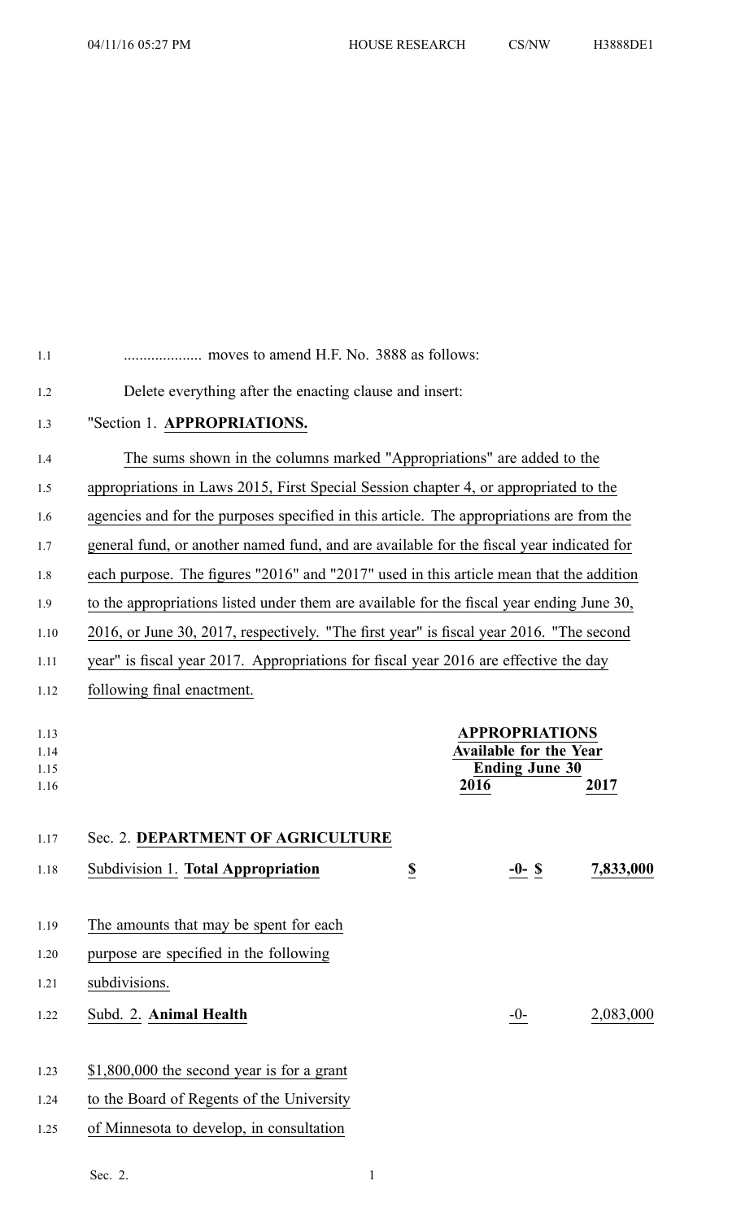.................... moves to amend H.F. No. 3888 as follows:

Delete everything after the enacting clause and insert:

"Section 1. **APPROPRIATIONS.**

The sums shown in the columns marked "Appropriations" are added to the appropriations in Laws 2015, First Special Session chapter 4, or appropriated to the agencies and for the purposes specified in this article. The appropriations are from the general fund, or another named fund, and are available for the fiscal year indicated for each purpose. The figures "2016" and "2017" used in this article mean that the addition to the appropriations listed under them are available for the fiscal year ending June 30, 2016, or June 30, 2017, respectively. "The first year" is fiscal year 2016. "The second year" is fiscal year 2017. Appropriations for fiscal year 2016 are effective the day following final enactment.

| | | APPROPRIATIONS Available for the Year Ending June 30 | |
|---|---|---|---|
| | | 2016 | 2017 |

Sec. 2. **DEPARTMENT OF AGRICULTURE**

| | | | |
|---|---|---|---|
| Subdivision 1. **Total Appropriation** | $ | -0- $ | 7,833,000 |

The amounts that may be spent for each purpose are specified in the following subdivisions.

| | | |
|---|---|---|
| Subd. 2. **Animal Health** | -0- | 2,083,000 |

$1,800,000 the second year is for a grant to the Board of Regents of the University of Minnesota to develop, in consultation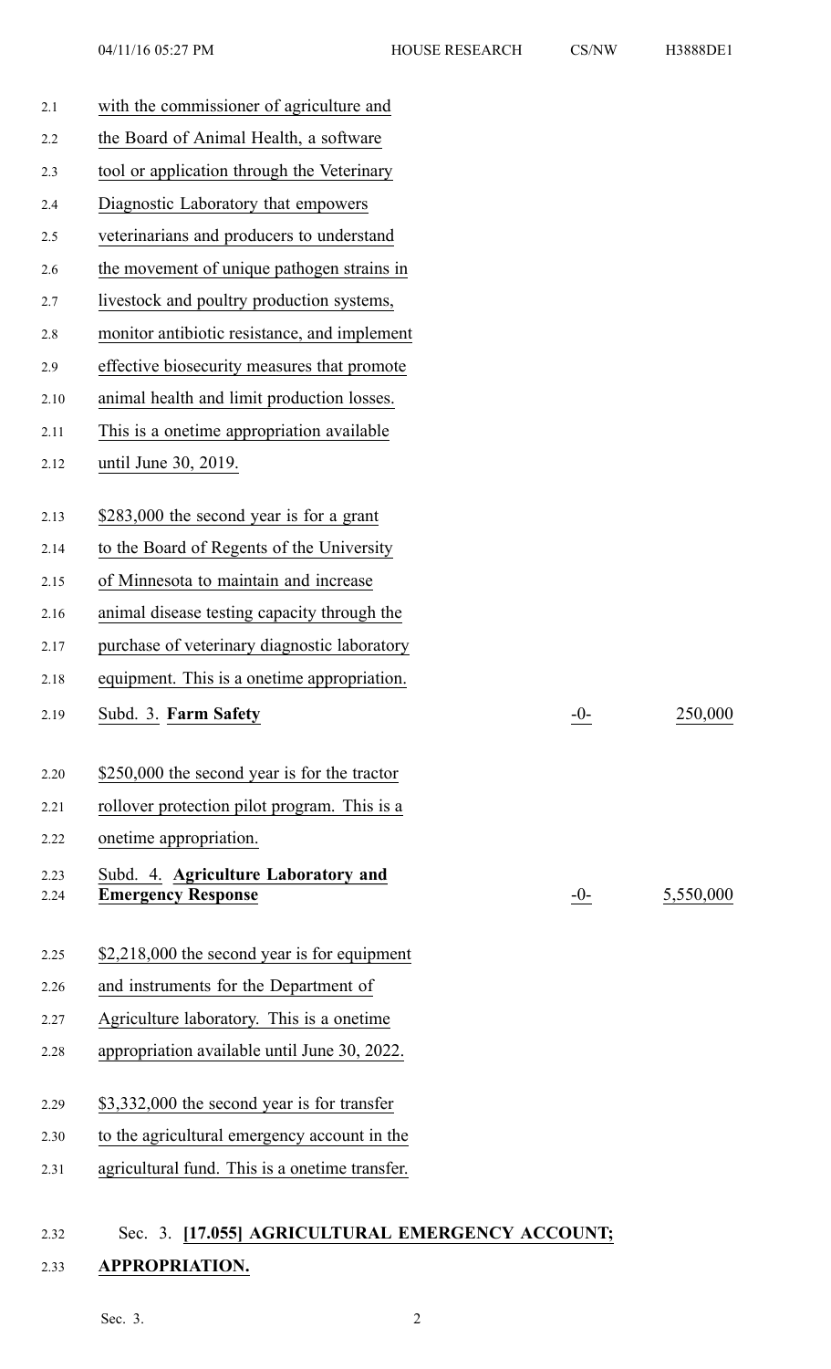with the commissioner of agriculture and the Board of Animal Health, a software tool or application through the Veterinary Diagnostic Laboratory that empowers veterinarians and producers to understand the movement of unique pathogen strains in livestock and poultry production systems, monitor antibiotic resistance, and implement effective biosecurity measures that promote animal health and limit production losses. This is a onetime appropriation available until June 30, 2019.

$283,000 the second year is for a grant to the Board of Regents of the University of Minnesota to maintain and increase animal disease testing capacity through the purchase of veterinary diagnostic laboratory equipment. This is a onetime appropriation.

| | | |
|---|---|---|
| Subd. 3. **Farm Safety** | -0- | 250,000 |

$250,000 the second year is for the tractor rollover protection pilot program. This is a onetime appropriation.

| | | |
|---|---|---|
| Subd. 4. **Agriculture Laboratory and Emergency Response** | -0- | 5,550,000 |

$2,218,000 the second year is for equipment and instruments for the Department of Agriculture laboratory. This is a onetime appropriation available until June 30, 2022.

$3,332,000 the second year is for transfer to the agricultural emergency account in the agricultural fund. This is a onetime transfer.

Sec. 3. **[17.055] AGRICULTURAL EMERGENCY ACCOUNT; APPROPRIATION.**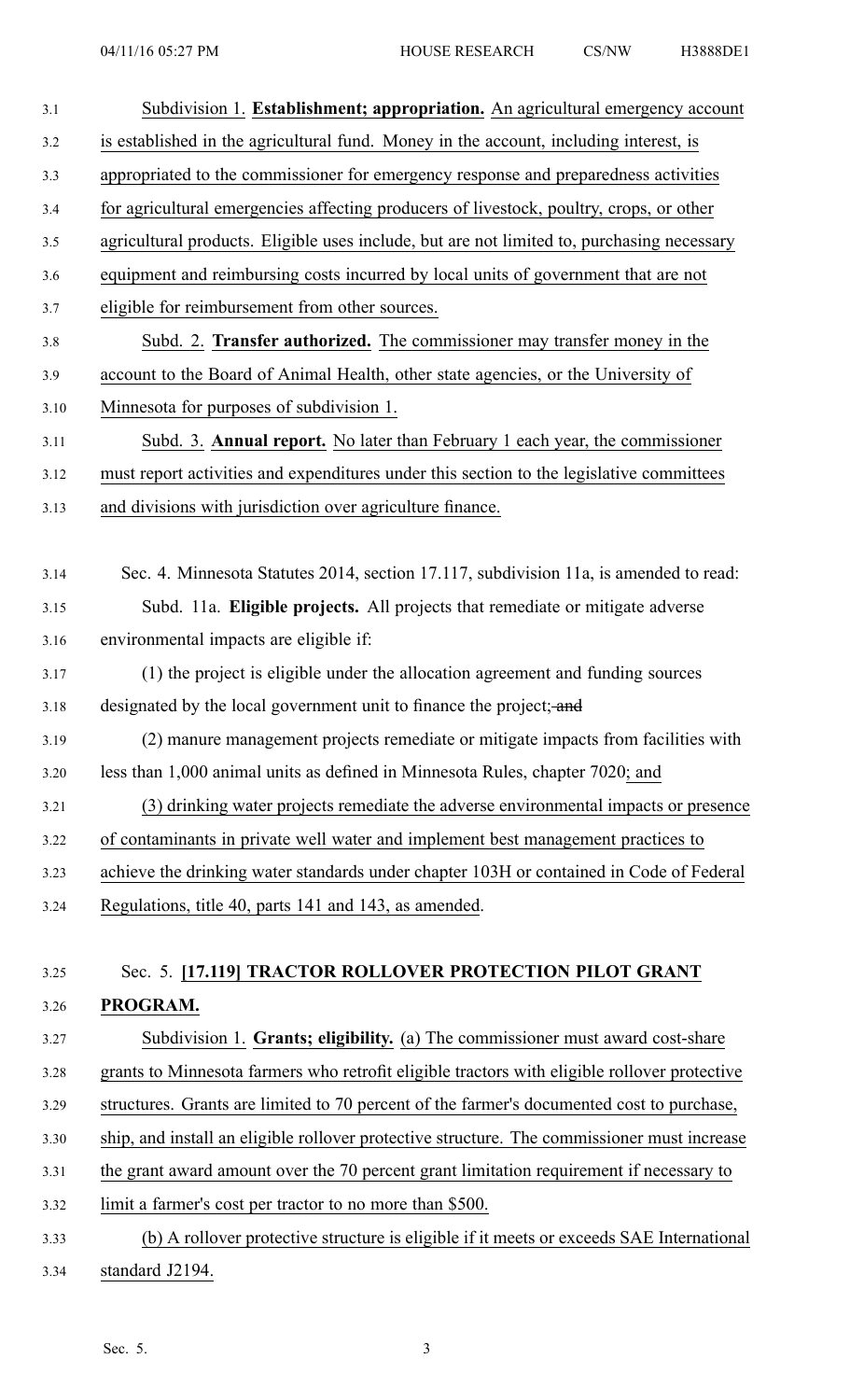Subdivision 1. **Establishment; appropriation.** An agricultural emergency account is established in the agricultural fund. Money in the account, including interest, is appropriated to the commissioner for emergency response and preparedness activities for agricultural emergencies affecting producers of livestock, poultry, crops, or other agricultural products. Eligible uses include, but are not limited to, purchasing necessary equipment and reimbursing costs incurred by local units of government that are not eligible for reimbursement from other sources.

Subd. 2. **Transfer authorized.** The commissioner may transfer money in the account to the Board of Animal Health, other state agencies, or the University of Minnesota for purposes of subdivision 1.

Subd. 3. **Annual report.** No later than February 1 each year, the commissioner must report activities and expenditures under this section to the legislative committees and divisions with jurisdiction over agriculture finance.

Sec. 4. Minnesota Statutes 2014, section 17.117, subdivision 11a, is amended to read:

Subd. 11a. **Eligible projects.** All projects that remediate or mitigate adverse environmental impacts are eligible if:

(1) the project is eligible under the allocation agreement and funding sources designated by the local government unit to finance the project; ~~and~~

(2) manure management projects remediate or mitigate impacts from facilities with less than 1,000 animal units as defined in Minnesota Rules, chapter 7020; and

(3) drinking water projects remediate the adverse environmental impacts or presence of contaminants in private well water and implement best management practices to achieve the drinking water standards under chapter 103H or contained in Code of Federal Regulations, title 40, parts 141 and 143, as amended.

## Sec. 5. [17.119] TRACTOR ROLLOVER PROTECTION PILOT GRANT PROGRAM.

Subdivision 1. **Grants; eligibility.** (a) The commissioner must award cost-share grants to Minnesota farmers who retrofit eligible tractors with eligible rollover protective structures. Grants are limited to 70 percent of the farmer's documented cost to purchase, ship, and install an eligible rollover protective structure. The commissioner must increase the grant award amount over the 70 percent grant limitation requirement if necessary to limit a farmer's cost per tractor to no more than $500.

(b) A rollover protective structure is eligible if it meets or exceeds SAE International standard J2194.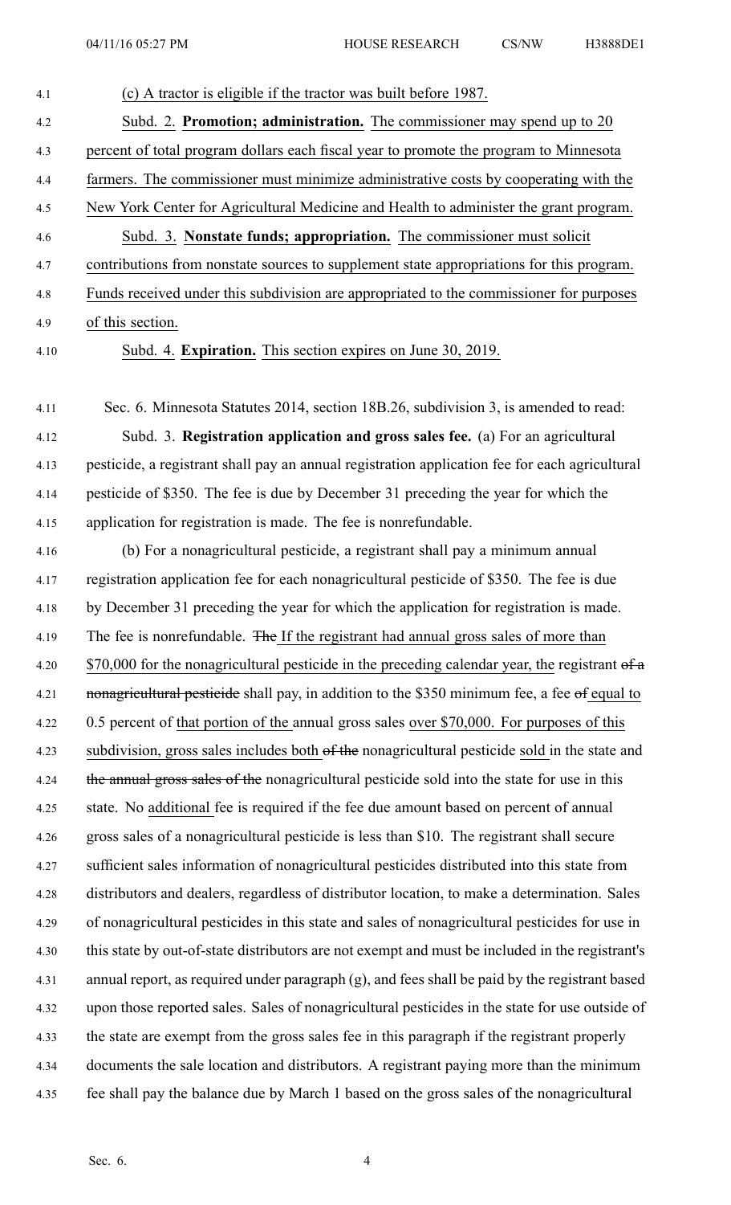(c) A tractor is eligible if the tractor was built before 1987.

Subd. 2. **Promotion; administration.** The commissioner may spend up to 20 percent of total program dollars each fiscal year to promote the program to Minnesota farmers. The commissioner must minimize administrative costs by cooperating with the New York Center for Agricultural Medicine and Health to administer the grant program.

Subd. 3. **Nonstate funds; appropriation.** The commissioner must solicit contributions from nonstate sources to supplement state appropriations for this program. Funds received under this subdivision are appropriated to the commissioner for purposes of this section.

Subd. 4. **Expiration.** This section expires on June 30, 2019.

Sec. 6. Minnesota Statutes 2014, section 18B.26, subdivision 3, is amended to read:

Subd. 3. **Registration application and gross sales fee.** (a) For an agricultural pesticide, a registrant shall pay an annual registration application fee for each agricultural pesticide of $350. The fee is due by December 31 preceding the year for which the application for registration is made. The fee is nonrefundable.

(b) For a nonagricultural pesticide, a registrant shall pay a minimum annual registration application fee for each nonagricultural pesticide of $350. The fee is due by December 31 preceding the year for which the application for registration is made. The fee is nonrefundable. ~~The~~ If the registrant had annual gross sales of more than $70,000 for the nonagricultural pesticide in the preceding calendar year, the registrant ~~of a nonagricultural pesticide~~ shall pay, in addition to the $350 minimum fee, a fee ~~of~~ equal to 0.5 percent of that portion of the annual gross sales over $70,000. For purposes of this subdivision, gross sales includes both ~~of the~~ nonagricultural pesticide sold in the state and ~~the annual gross sales of the~~ nonagricultural pesticide sold into the state for use in this state. No additional fee is required if the fee due amount based on percent of annual gross sales of a nonagricultural pesticide is less than $10. The registrant shall secure sufficient sales information of nonagricultural pesticides distributed into this state from distributors and dealers, regardless of distributor location, to make a determination. Sales of nonagricultural pesticides in this state and sales of nonagricultural pesticides for use in this state by out-of-state distributors are not exempt and must be included in the registrant's annual report, as required under paragraph (g), and fees shall be paid by the registrant based upon those reported sales. Sales of nonagricultural pesticides in the state for use outside of the state are exempt from the gross sales fee in this paragraph if the registrant properly documents the sale location and distributors. A registrant paying more than the minimum fee shall pay the balance due by March 1 based on the gross sales of the nonagricultural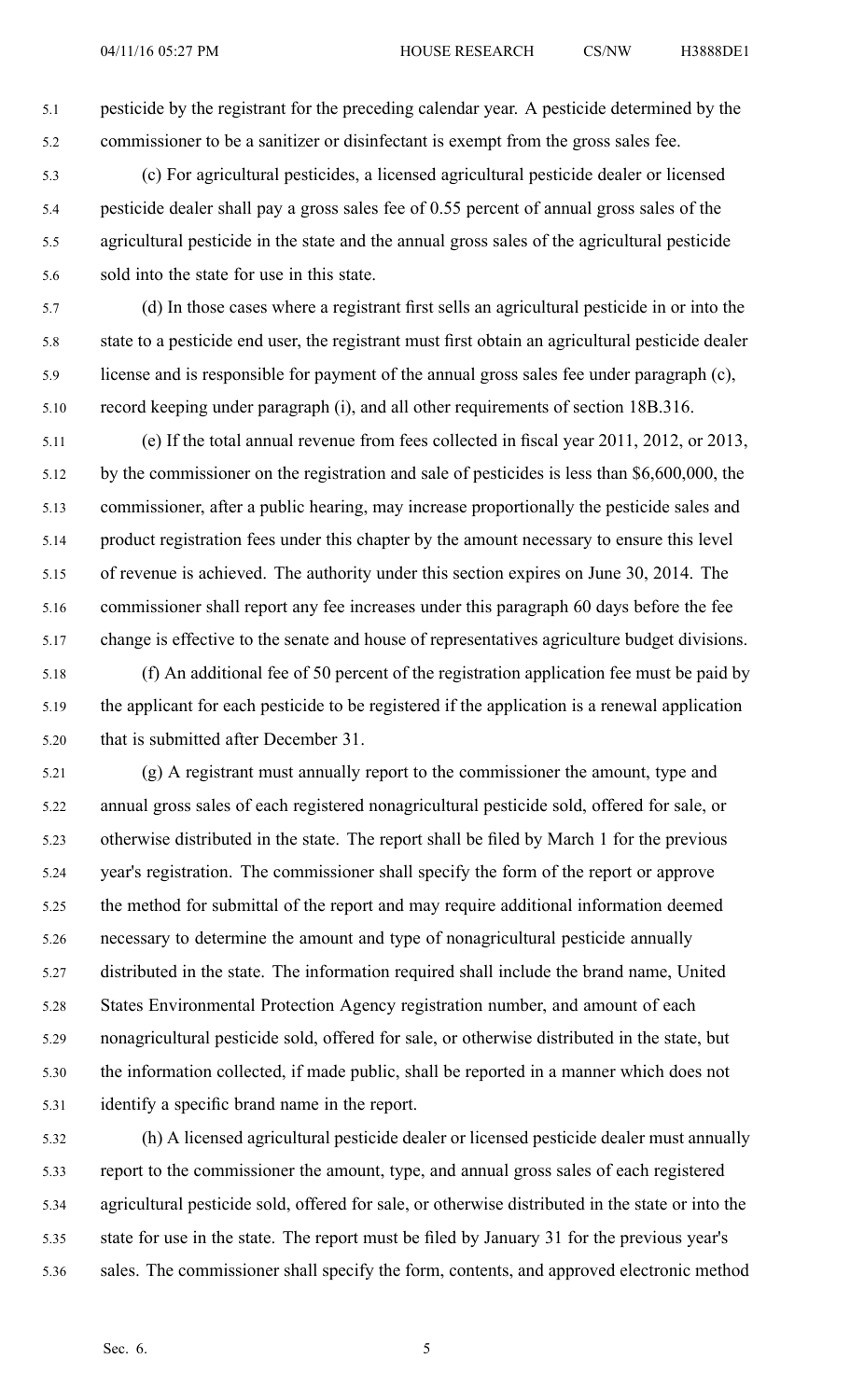pesticide by the registrant for the preceding calendar year. A pesticide determined by the commissioner to be a sanitizer or disinfectant is exempt from the gross sales fee.

(c) For agricultural pesticides, a licensed agricultural pesticide dealer or licensed pesticide dealer shall pay a gross sales fee of 0.55 percent of annual gross sales of the agricultural pesticide in the state and the annual gross sales of the agricultural pesticide sold into the state for use in this state.

(d) In those cases where a registrant first sells an agricultural pesticide in or into the state to a pesticide end user, the registrant must first obtain an agricultural pesticide dealer license and is responsible for payment of the annual gross sales fee under paragraph (c), record keeping under paragraph (i), and all other requirements of section 18B.316.

(e) If the total annual revenue from fees collected in fiscal year 2011, 2012, or 2013, by the commissioner on the registration and sale of pesticides is less than $6,600,000, the commissioner, after a public hearing, may increase proportionally the pesticide sales and product registration fees under this chapter by the amount necessary to ensure this level of revenue is achieved. The authority under this section expires on June 30, 2014. The commissioner shall report any fee increases under this paragraph 60 days before the fee change is effective to the senate and house of representatives agriculture budget divisions.

(f) An additional fee of 50 percent of the registration application fee must be paid by the applicant for each pesticide to be registered if the application is a renewal application that is submitted after December 31.

(g) A registrant must annually report to the commissioner the amount, type and annual gross sales of each registered nonagricultural pesticide sold, offered for sale, or otherwise distributed in the state. The report shall be filed by March 1 for the previous year's registration. The commissioner shall specify the form of the report or approve the method for submittal of the report and may require additional information deemed necessary to determine the amount and type of nonagricultural pesticide annually distributed in the state. The information required shall include the brand name, United States Environmental Protection Agency registration number, and amount of each nonagricultural pesticide sold, offered for sale, or otherwise distributed in the state, but the information collected, if made public, shall be reported in a manner which does not identify a specific brand name in the report.

(h) A licensed agricultural pesticide dealer or licensed pesticide dealer must annually report to the commissioner the amount, type, and annual gross sales of each registered agricultural pesticide sold, offered for sale, or otherwise distributed in the state or into the state for use in the state. The report must be filed by January 31 for the previous year's sales. The commissioner shall specify the form, contents, and approved electronic method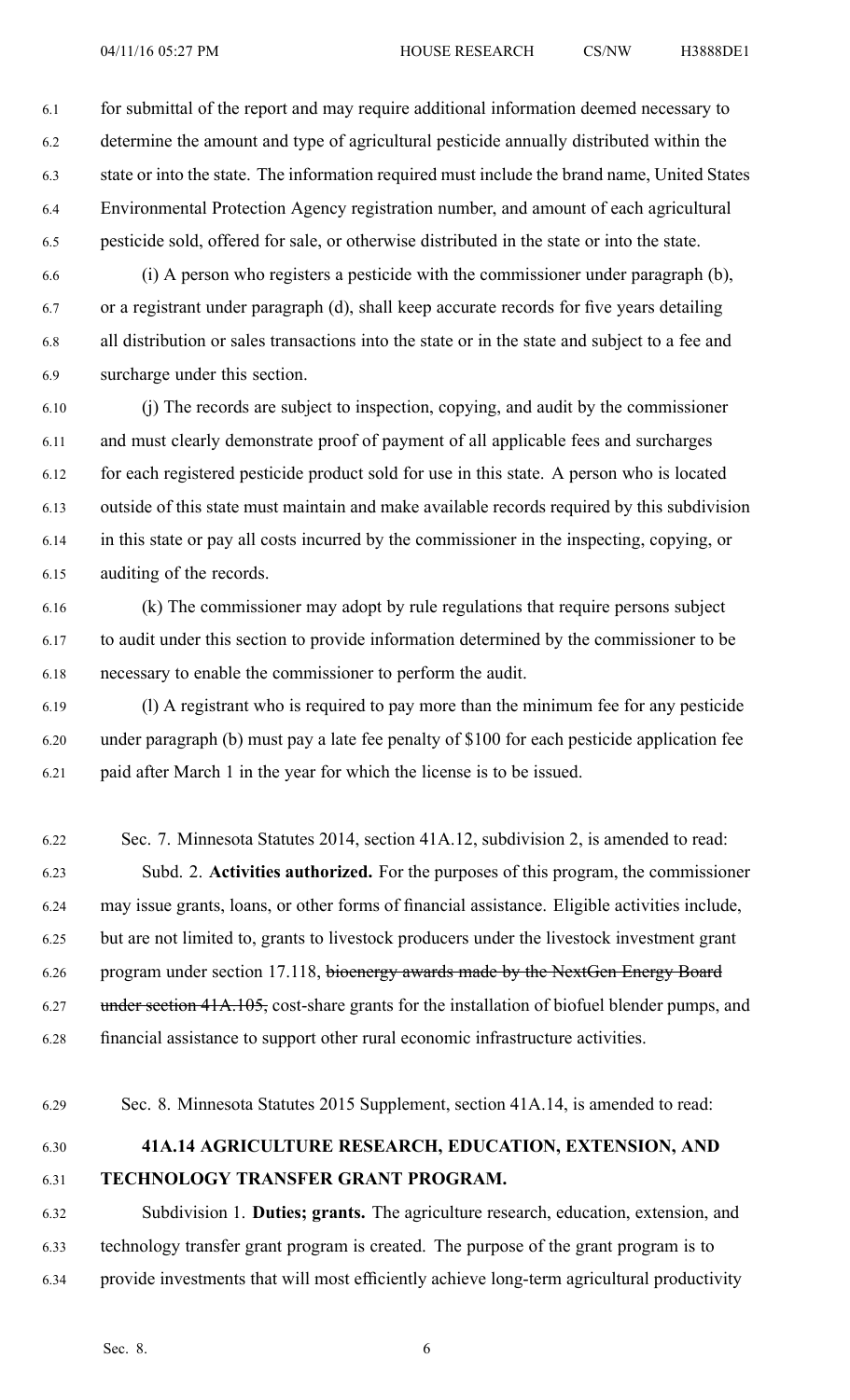for submittal of the report and may require additional information deemed necessary to determine the amount and type of agricultural pesticide annually distributed within the state or into the state. The information required must include the brand name, United States Environmental Protection Agency registration number, and amount of each agricultural pesticide sold, offered for sale, or otherwise distributed in the state or into the state.

(i) A person who registers a pesticide with the commissioner under paragraph (b), or a registrant under paragraph (d), shall keep accurate records for five years detailing all distribution or sales transactions into the state or in the state and subject to a fee and surcharge under this section.

(j) The records are subject to inspection, copying, and audit by the commissioner and must clearly demonstrate proof of payment of all applicable fees and surcharges for each registered pesticide product sold for use in this state. A person who is located outside of this state must maintain and make available records required by this subdivision in this state or pay all costs incurred by the commissioner in the inspecting, copying, or auditing of the records.

(k) The commissioner may adopt by rule regulations that require persons subject to audit under this section to provide information determined by the commissioner to be necessary to enable the commissioner to perform the audit.

(l) A registrant who is required to pay more than the minimum fee for any pesticide under paragraph (b) must pay a late fee penalty of $100 for each pesticide application fee paid after March 1 in the year for which the license is to be issued.

Sec. 7. Minnesota Statutes 2014, section 41A.12, subdivision 2, is amended to read:

Subd. 2. **Activities authorized.** For the purposes of this program, the commissioner may issue grants, loans, or other forms of financial assistance. Eligible activities include, but are not limited to, grants to livestock producers under the livestock investment grant program under section 17.118, ~~bioenergy awards made by the NextGen Energy Board under section 41A.105,~~ cost-share grants for the installation of biofuel blender pumps, and financial assistance to support other rural economic infrastructure activities.

Sec. 8. Minnesota Statutes 2015 Supplement, section 41A.14, is amended to read:

**41A.14 AGRICULTURE RESEARCH, EDUCATION, EXTENSION, AND TECHNOLOGY TRANSFER GRANT PROGRAM.**

Subdivision 1. **Duties; grants.** The agriculture research, education, extension, and technology transfer grant program is created. The purpose of the grant program is to provide investments that will most efficiently achieve long-term agricultural productivity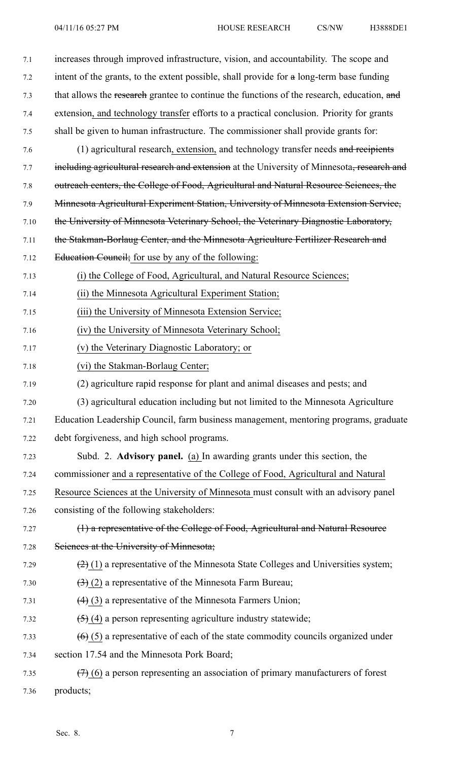increases through improved infrastructure, vision, and accountability. The scope and intent of the grants, to the extent possible, shall provide for ~~a~~ long-term base funding that allows the ~~research~~ grantee to continue the functions of the research, education, ~~and~~ extension, and technology transfer efforts to a practical conclusion. Priority for grants shall be given to human infrastructure. The commissioner shall provide grants for:

(1) agricultural research, extension, and technology transfer needs ~~and recipients including agricultural research and extension~~ at the University of Minnesota~~, research and outreach centers, the College of Food, Agricultural and Natural Resource Sciences, the Minnesota Agricultural Experiment Station, University of Minnesota Extension Service, the University of Minnesota Veterinary School, the Veterinary Diagnostic Laboratory, the Stakman-Borlaug Center, and the Minnesota Agriculture Fertilizer Research and Education Council;~~ for use by any of the following:

(i) the College of Food, Agricultural, and Natural Resource Sciences;

(ii) the Minnesota Agricultural Experiment Station;

(iii) the University of Minnesota Extension Service;

(iv) the University of Minnesota Veterinary School;

(v) the Veterinary Diagnostic Laboratory; or

(vi) the Stakman-Borlaug Center;

(2) agriculture rapid response for plant and animal diseases and pests; and

(3) agricultural education including but not limited to the Minnesota Agriculture Education Leadership Council, farm business management, mentoring programs, graduate debt forgiveness, and high school programs.

Subd. 2. **Advisory panel.** (a) In awarding grants under this section, the commissioner and a representative of the College of Food, Agricultural and Natural Resource Sciences at the University of Minnesota must consult with an advisory panel consisting of the following stakeholders:

~~(1) a representative of the College of Food, Agricultural and Natural Resource Sciences at the University of Minnesota;~~

~~(2)~~ (1) a representative of the Minnesota State Colleges and Universities system;

~~(3)~~ (2) a representative of the Minnesota Farm Bureau;

~~(4)~~ (3) a representative of the Minnesota Farmers Union;

~~(5)~~ (4) a person representing agriculture industry statewide;

~~(6)~~ (5) a representative of each of the state commodity councils organized under section 17.54 and the Minnesota Pork Board;

~~(7)~~ (6) a person representing an association of primary manufacturers of forest products;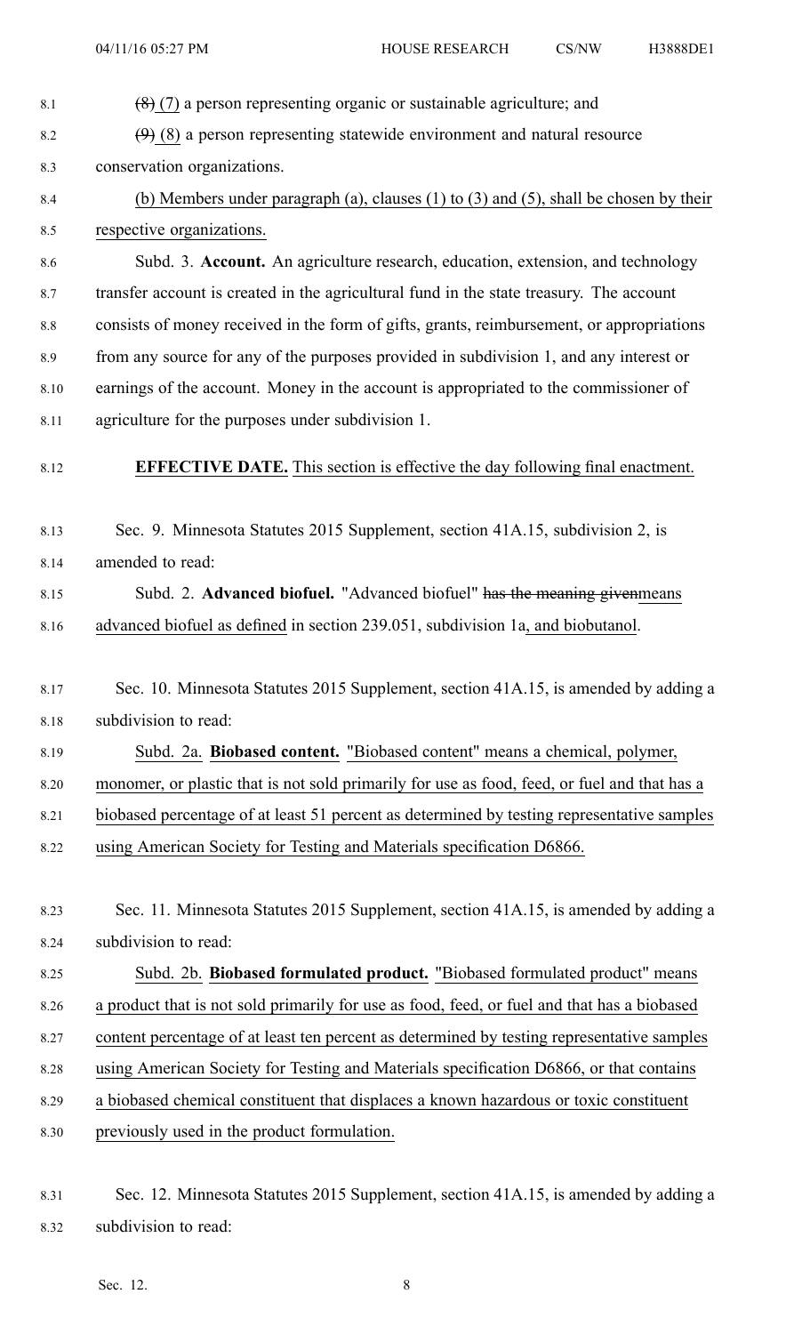~~(8)~~ (7) a person representing organic or sustainable agriculture; and

~~(9)~~ (8) a person representing statewide environment and natural resource conservation organizations.

<u>(b) Members under paragraph (a), clauses (1) to (3) and (5), shall be chosen by their respective organizations.</u>

Subd. 3. **Account.** An agriculture research, education, extension, and technology transfer account is created in the agricultural fund in the state treasury. The account consists of money received in the form of gifts, grants, reimbursement, or appropriations from any source for any of the purposes provided in subdivision 1, and any interest or earnings of the account. Money in the account is appropriated to the commissioner of agriculture for the purposes under subdivision 1.

**EFFECTIVE DATE.** <u>This section is effective the day following final enactment.</u>

Sec. 9. Minnesota Statutes 2015 Supplement, section 41A.15, subdivision 2, is amended to read:

Subd. 2. **Advanced biofuel.** "Advanced biofuel" ~~has the meaning given~~<u>means advanced biofuel as defined</u> in section 239.051, subdivision 1a<u>, and biobutanol</u>.

Sec. 10. Minnesota Statutes 2015 Supplement, section 41A.15, is amended by adding a subdivision to read:

<u>Subd. 2a.</u> **<u>Biobased content.</u>** <u>"Biobased content" means a chemical, polymer, monomer, or plastic that is not sold primarily for use as food, feed, or fuel and that has a biobased percentage of at least 51 percent as determined by testing representative samples using American Society for Testing and Materials specification D6866.</u>

Sec. 11. Minnesota Statutes 2015 Supplement, section 41A.15, is amended by adding a subdivision to read:

<u>Subd. 2b.</u> **<u>Biobased formulated product.</u>** <u>"Biobased formulated product" means a product that is not sold primarily for use as food, feed, or fuel and that has a biobased content percentage of at least ten percent as determined by testing representative samples using American Society for Testing and Materials specification D6866, or that contains a biobased chemical constituent that displaces a known hazardous or toxic constituent previously used in the product formulation.</u>

Sec. 12. Minnesota Statutes 2015 Supplement, section 41A.15, is amended by adding a subdivision to read: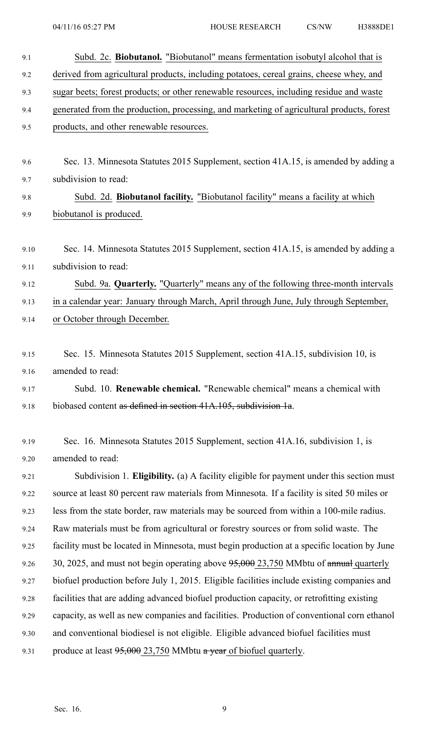Subd. 2c. **Biobutanol.** "Biobutanol" means fermentation isobutyl alcohol that is derived from agricultural products, including potatoes, cereal grains, cheese whey, and sugar beets; forest products; or other renewable resources, including residue and waste generated from the production, processing, and marketing of agricultural products, forest products, and other renewable resources.

Sec. 13. Minnesota Statutes 2015 Supplement, section 41A.15, is amended by adding a subdivision to read:

Subd. 2d. **Biobutanol facility.** "Biobutanol facility" means a facility at which biobutanol is produced.

Sec. 14. Minnesota Statutes 2015 Supplement, section 41A.15, is amended by adding a subdivision to read:

Subd. 9a. **Quarterly.** "Quarterly" means any of the following three-month intervals in a calendar year: January through March, April through June, July through September, or October through December.

Sec. 15. Minnesota Statutes 2015 Supplement, section 41A.15, subdivision 10, is amended to read:

Subd. 10. **Renewable chemical.** "Renewable chemical" means a chemical with biobased content ~~as defined in section 41A.105, subdivision 1a~~.

Sec. 16. Minnesota Statutes 2015 Supplement, section 41A.16, subdivision 1, is amended to read:

Subdivision 1. **Eligibility.** (a) A facility eligible for payment under this section must source at least 80 percent raw materials from Minnesota. If a facility is sited 50 miles or less from the state border, raw materials may be sourced from within a 100-mile radius. Raw materials must be from agricultural or forestry sources or from solid waste. The facility must be located in Minnesota, must begin production at a specific location by June 30, 2025, and must not begin operating above ~~95,000~~ 23,750 MMbtu of ~~annual~~ quarterly biofuel production before July 1, 2015. Eligible facilities include existing companies and facilities that are adding advanced biofuel production capacity, or retrofitting existing capacity, as well as new companies and facilities. Production of conventional corn ethanol and conventional biodiesel is not eligible. Eligible advanced biofuel facilities must produce at least ~~95,000~~ 23,750 MMbtu ~~a year~~ of biofuel quarterly.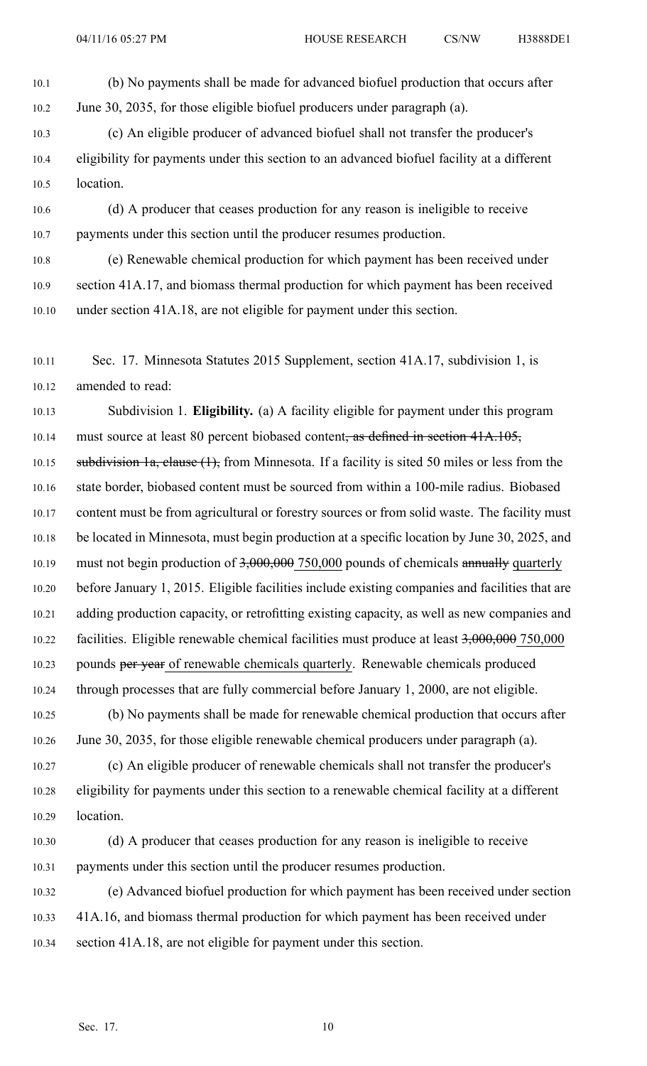(b) No payments shall be made for advanced biofuel production that occurs after June 30, 2035, for those eligible biofuel producers under paragraph (a).

(c) An eligible producer of advanced biofuel shall not transfer the producer's eligibility for payments under this section to an advanced biofuel facility at a different location.

(d) A producer that ceases production for any reason is ineligible to receive payments under this section until the producer resumes production.

(e) Renewable chemical production for which payment has been received under section 41A.17, and biomass thermal production for which payment has been received under section 41A.18, are not eligible for payment under this section.

Sec. 17. Minnesota Statutes 2015 Supplement, section 41A.17, subdivision 1, is amended to read:

Subdivision 1. **Eligibility.** (a) A facility eligible for payment under this program must source at least 80 percent biobased content~~, as defined in section 41A.105, subdivision 1a, clause (1),~~ from Minnesota. If a facility is sited 50 miles or less from the state border, biobased content must be sourced from within a 100-mile radius. Biobased content must be from agricultural or forestry sources or from solid waste. The facility must be located in Minnesota, must begin production at a specific location by June 30, 2025, and must not begin production of ~~3,000,000~~ <u>750,000</u> pounds of chemicals ~~annually~~ <u>quarterly</u> before January 1, 2015. Eligible facilities include existing companies and facilities that are adding production capacity, or retrofitting existing capacity, as well as new companies and facilities. Eligible renewable chemical facilities must produce at least ~~3,000,000~~ <u>750,000</u> pounds ~~per year~~ <u>of renewable chemicals quarterly</u>. Renewable chemicals produced through processes that are fully commercial before January 1, 2000, are not eligible.

(b) No payments shall be made for renewable chemical production that occurs after June 30, 2035, for those eligible renewable chemical producers under paragraph (a).

(c) An eligible producer of renewable chemicals shall not transfer the producer's eligibility for payments under this section to a renewable chemical facility at a different location.

(d) A producer that ceases production for any reason is ineligible to receive payments under this section until the producer resumes production.

(e) Advanced biofuel production for which payment has been received under section 41A.16, and biomass thermal production for which payment has been received under section 41A.18, are not eligible for payment under this section.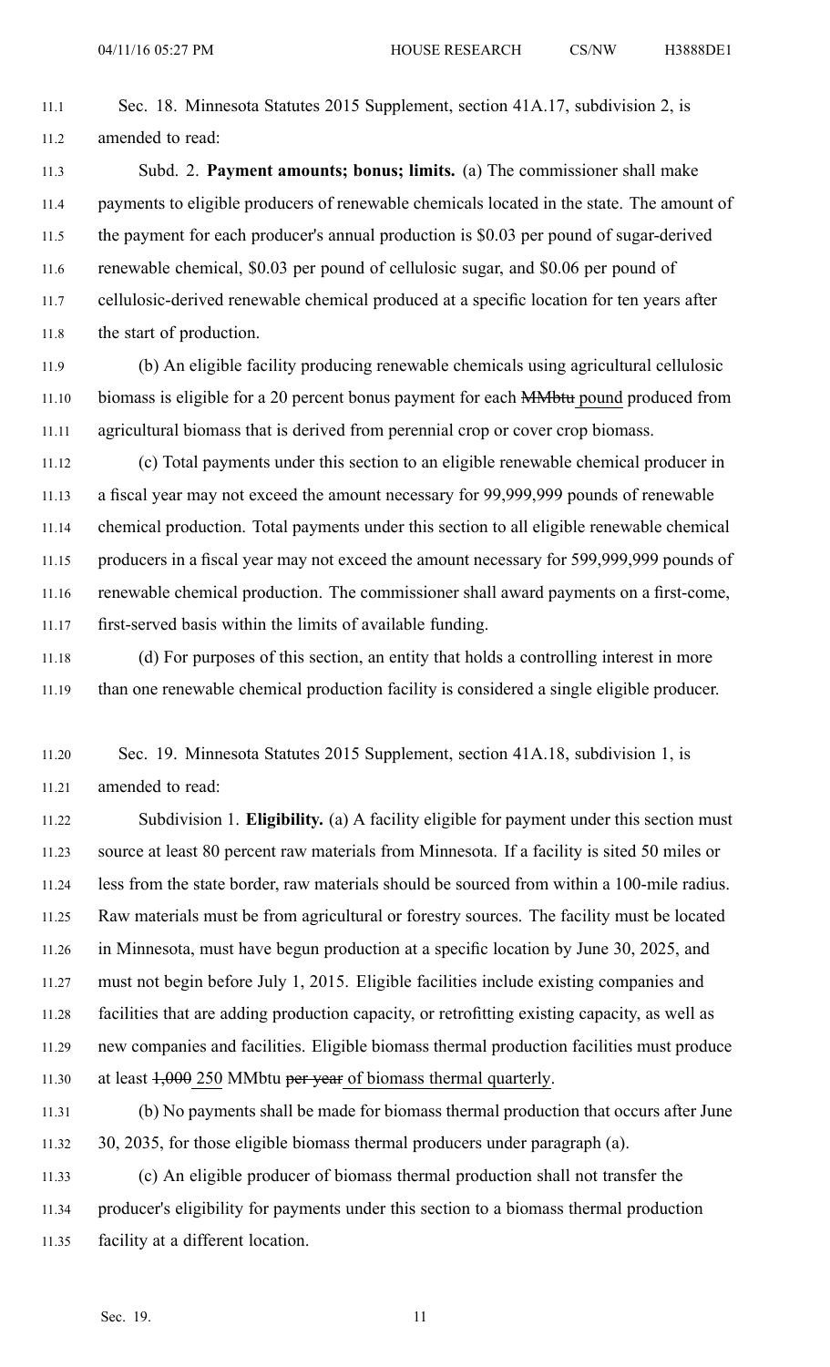Sec. 18. Minnesota Statutes 2015 Supplement, section 41A.17, subdivision 2, is amended to read:

Subd. 2. **Payment amounts; bonus; limits.** (a) The commissioner shall make payments to eligible producers of renewable chemicals located in the state. The amount of the payment for each producer's annual production is $0.03 per pound of sugar-derived renewable chemical, $0.03 per pound of cellulosic sugar, and $0.06 per pound of cellulosic-derived renewable chemical produced at a specific location for ten years after the start of production.

(b) An eligible facility producing renewable chemicals using agricultural cellulosic biomass is eligible for a 20 percent bonus payment for each ~~MMbtu~~ pound produced from agricultural biomass that is derived from perennial crop or cover crop biomass.

(c) Total payments under this section to an eligible renewable chemical producer in a fiscal year may not exceed the amount necessary for 99,999,999 pounds of renewable chemical production. Total payments under this section to all eligible renewable chemical producers in a fiscal year may not exceed the amount necessary for 599,999,999 pounds of renewable chemical production. The commissioner shall award payments on a first-come, first-served basis within the limits of available funding.

(d) For purposes of this section, an entity that holds a controlling interest in more than one renewable chemical production facility is considered a single eligible producer.

Sec. 19. Minnesota Statutes 2015 Supplement, section 41A.18, subdivision 1, is amended to read:

Subdivision 1. **Eligibility.** (a) A facility eligible for payment under this section must source at least 80 percent raw materials from Minnesota. If a facility is sited 50 miles or less from the state border, raw materials should be sourced from within a 100-mile radius. Raw materials must be from agricultural or forestry sources. The facility must be located in Minnesota, must have begun production at a specific location by June 30, 2025, and must not begin before July 1, 2015. Eligible facilities include existing companies and facilities that are adding production capacity, or retrofitting existing capacity, as well as new companies and facilities. Eligible biomass thermal production facilities must produce at least ~~1,000~~ 250 MMbtu ~~per year~~ of biomass thermal quarterly.

(b) No payments shall be made for biomass thermal production that occurs after June 30, 2035, for those eligible biomass thermal producers under paragraph (a).

(c) An eligible producer of biomass thermal production shall not transfer the producer's eligibility for payments under this section to a biomass thermal production facility at a different location.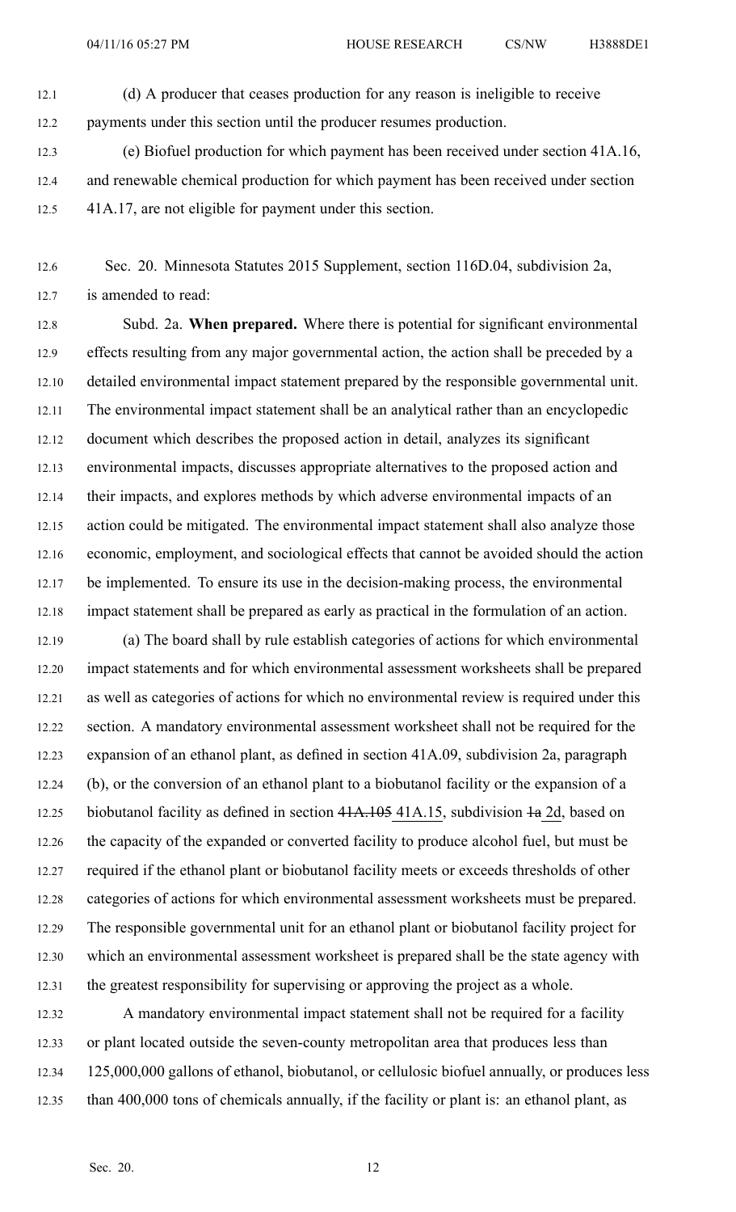(d) A producer that ceases production for any reason is ineligible to receive payments under this section until the producer resumes production.

(e) Biofuel production for which payment has been received under section 41A.16, and renewable chemical production for which payment has been received under section 41A.17, are not eligible for payment under this section.

Sec. 20. Minnesota Statutes 2015 Supplement, section 116D.04, subdivision 2a, is amended to read:

Subd. 2a. **When prepared.** Where there is potential for significant environmental effects resulting from any major governmental action, the action shall be preceded by a detailed environmental impact statement prepared by the responsible governmental unit. The environmental impact statement shall be an analytical rather than an encyclopedic document which describes the proposed action in detail, analyzes its significant environmental impacts, discusses appropriate alternatives to the proposed action and their impacts, and explores methods by which adverse environmental impacts of an action could be mitigated. The environmental impact statement shall also analyze those economic, employment, and sociological effects that cannot be avoided should the action be implemented. To ensure its use in the decision-making process, the environmental impact statement shall be prepared as early as practical in the formulation of an action.

(a) The board shall by rule establish categories of actions for which environmental impact statements and for which environmental assessment worksheets shall be prepared as well as categories of actions for which no environmental review is required under this section. A mandatory environmental assessment worksheet shall not be required for the expansion of an ethanol plant, as defined in section 41A.09, subdivision 2a, paragraph (b), or the conversion of an ethanol plant to a biobutanol facility or the expansion of a biobutanol facility as defined in section ~~41A.105~~ 41A.15, subdivision ~~1a~~ 2d, based on the capacity of the expanded or converted facility to produce alcohol fuel, but must be required if the ethanol plant or biobutanol facility meets or exceeds thresholds of other categories of actions for which environmental assessment worksheets must be prepared. The responsible governmental unit for an ethanol plant or biobutanol facility project for which an environmental assessment worksheet is prepared shall be the state agency with the greatest responsibility for supervising or approving the project as a whole.

A mandatory environmental impact statement shall not be required for a facility or plant located outside the seven-county metropolitan area that produces less than 125,000,000 gallons of ethanol, biobutanol, or cellulosic biofuel annually, or produces less than 400,000 tons of chemicals annually, if the facility or plant is: an ethanol plant, as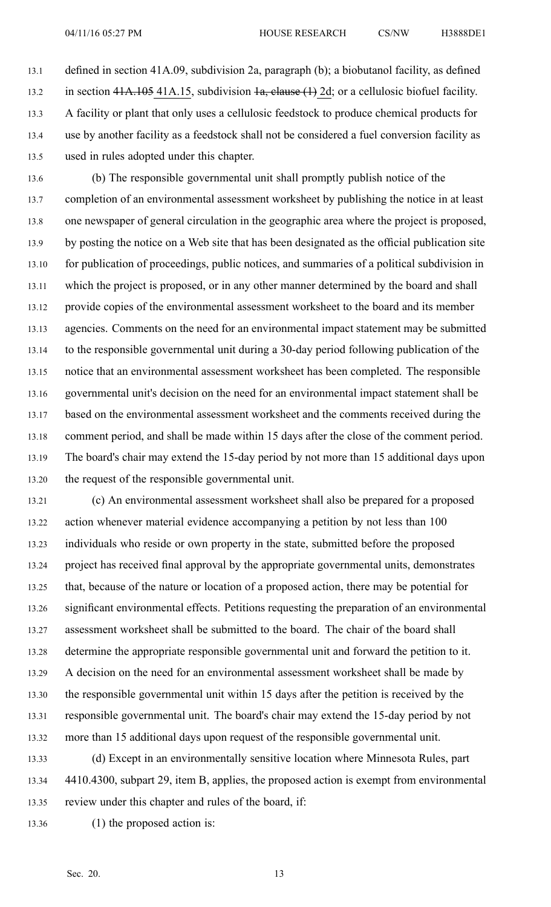defined in section 41A.09, subdivision 2a, paragraph (b); a biobutanol facility, as defined in section ~~41A.105~~ 41A.15, subdivision ~~1a, clause (1)~~ 2d; or a cellulosic biofuel facility. A facility or plant that only uses a cellulosic feedstock to produce chemical products for use by another facility as a feedstock shall not be considered a fuel conversion facility as used in rules adopted under this chapter.

(b) The responsible governmental unit shall promptly publish notice of the completion of an environmental assessment worksheet by publishing the notice in at least one newspaper of general circulation in the geographic area where the project is proposed, by posting the notice on a Web site that has been designated as the official publication site for publication of proceedings, public notices, and summaries of a political subdivision in which the project is proposed, or in any other manner determined by the board and shall provide copies of the environmental assessment worksheet to the board and its member agencies. Comments on the need for an environmental impact statement may be submitted to the responsible governmental unit during a 30-day period following publication of the notice that an environmental assessment worksheet has been completed. The responsible governmental unit's decision on the need for an environmental impact statement shall be based on the environmental assessment worksheet and the comments received during the comment period, and shall be made within 15 days after the close of the comment period. The board's chair may extend the 15-day period by not more than 15 additional days upon the request of the responsible governmental unit.

(c) An environmental assessment worksheet shall also be prepared for a proposed action whenever material evidence accompanying a petition by not less than 100 individuals who reside or own property in the state, submitted before the proposed project has received final approval by the appropriate governmental units, demonstrates that, because of the nature or location of a proposed action, there may be potential for significant environmental effects. Petitions requesting the preparation of an environmental assessment worksheet shall be submitted to the board. The chair of the board shall determine the appropriate responsible governmental unit and forward the petition to it. A decision on the need for an environmental assessment worksheet shall be made by the responsible governmental unit within 15 days after the petition is received by the responsible governmental unit. The board's chair may extend the 15-day period by not more than 15 additional days upon request of the responsible governmental unit.

(d) Except in an environmentally sensitive location where Minnesota Rules, part 4410.4300, subpart 29, item B, applies, the proposed action is exempt from environmental review under this chapter and rules of the board, if:

(1) the proposed action is: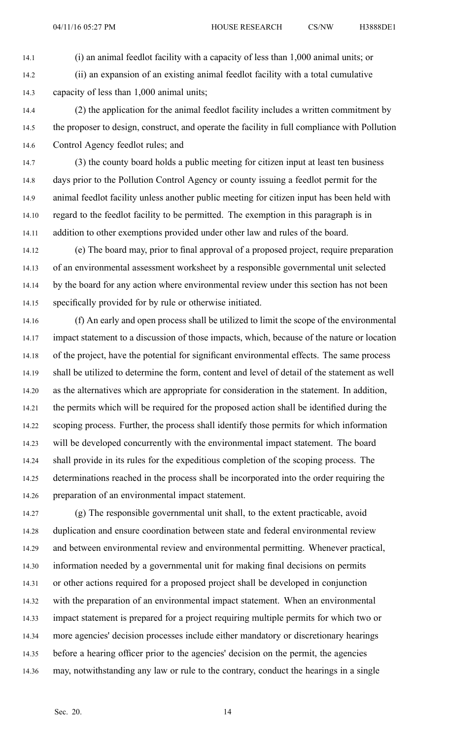(i) an animal feedlot facility with a capacity of less than 1,000 animal units; or

(ii) an expansion of an existing animal feedlot facility with a total cumulative capacity of less than 1,000 animal units;

(2) the application for the animal feedlot facility includes a written commitment by the proposer to design, construct, and operate the facility in full compliance with Pollution Control Agency feedlot rules; and

(3) the county board holds a public meeting for citizen input at least ten business days prior to the Pollution Control Agency or county issuing a feedlot permit for the animal feedlot facility unless another public meeting for citizen input has been held with regard to the feedlot facility to be permitted. The exemption in this paragraph is in addition to other exemptions provided under other law and rules of the board.

(e) The board may, prior to final approval of a proposed project, require preparation of an environmental assessment worksheet by a responsible governmental unit selected by the board for any action where environmental review under this section has not been specifically provided for by rule or otherwise initiated.

(f) An early and open process shall be utilized to limit the scope of the environmental impact statement to a discussion of those impacts, which, because of the nature or location of the project, have the potential for significant environmental effects. The same process shall be utilized to determine the form, content and level of detail of the statement as well as the alternatives which are appropriate for consideration in the statement. In addition, the permits which will be required for the proposed action shall be identified during the scoping process. Further, the process shall identify those permits for which information will be developed concurrently with the environmental impact statement. The board shall provide in its rules for the expeditious completion of the scoping process. The determinations reached in the process shall be incorporated into the order requiring the preparation of an environmental impact statement.

(g) The responsible governmental unit shall, to the extent practicable, avoid duplication and ensure coordination between state and federal environmental review and between environmental review and environmental permitting. Whenever practical, information needed by a governmental unit for making final decisions on permits or other actions required for a proposed project shall be developed in conjunction with the preparation of an environmental impact statement. When an environmental impact statement is prepared for a project requiring multiple permits for which two or more agencies' decision processes include either mandatory or discretionary hearings before a hearing officer prior to the agencies' decision on the permit, the agencies may, notwithstanding any law or rule to the contrary, conduct the hearings in a single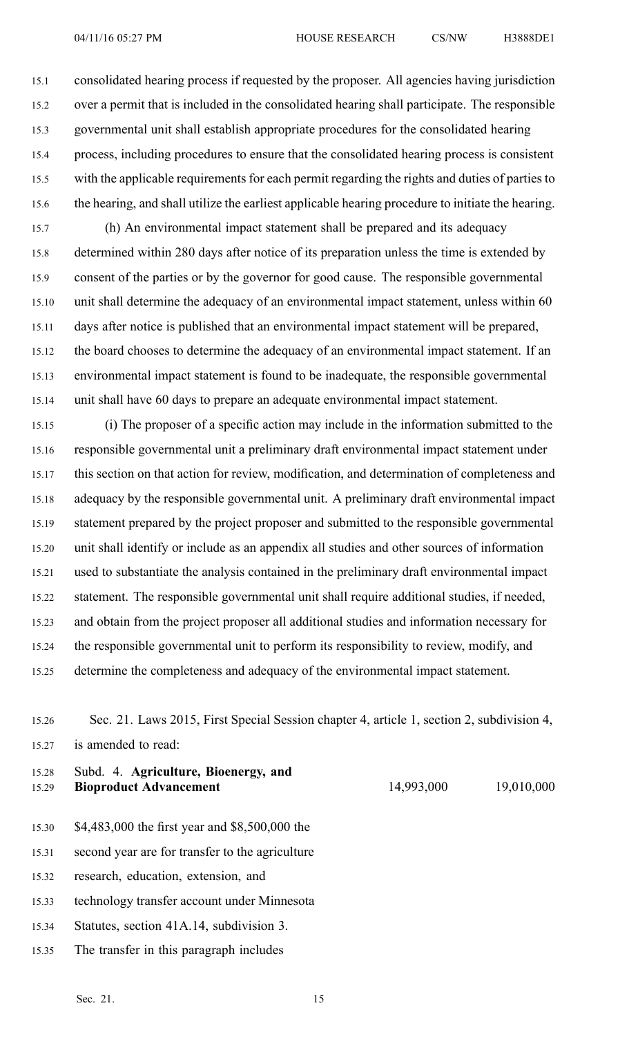consolidated hearing process if requested by the proposer. All agencies having jurisdiction over a permit that is included in the consolidated hearing shall participate. The responsible governmental unit shall establish appropriate procedures for the consolidated hearing process, including procedures to ensure that the consolidated hearing process is consistent with the applicable requirements for each permit regarding the rights and duties of parties to the hearing, and shall utilize the earliest applicable hearing procedure to initiate the hearing.

(h) An environmental impact statement shall be prepared and its adequacy determined within 280 days after notice of its preparation unless the time is extended by consent of the parties or by the governor for good cause. The responsible governmental unit shall determine the adequacy of an environmental impact statement, unless within 60 days after notice is published that an environmental impact statement will be prepared, the board chooses to determine the adequacy of an environmental impact statement. If an environmental impact statement is found to be inadequate, the responsible governmental unit shall have 60 days to prepare an adequate environmental impact statement.

(i) The proposer of a specific action may include in the information submitted to the responsible governmental unit a preliminary draft environmental impact statement under this section on that action for review, modification, and determination of completeness and adequacy by the responsible governmental unit. A preliminary draft environmental impact statement prepared by the project proposer and submitted to the responsible governmental unit shall identify or include as an appendix all studies and other sources of information used to substantiate the analysis contained in the preliminary draft environmental impact statement. The responsible governmental unit shall require additional studies, if needed, and obtain from the project proposer all additional studies and information necessary for the responsible governmental unit to perform its responsibility to review, modify, and determine the completeness and adequacy of the environmental impact statement.

Sec. 21. Laws 2015, First Special Session chapter 4, article 1, section 2, subdivision 4, is amended to read:

| Subd. 4. **Agriculture, Bioenergy, and Bioproduct Advancement** | 14,993,000 | 19,010,000 |
|---|---|---|

$4,483,000 the first year and $8,500,000 the second year are for transfer to the agriculture research, education, extension, and technology transfer account under Minnesota Statutes, section 41A.14, subdivision 3. The transfer in this paragraph includes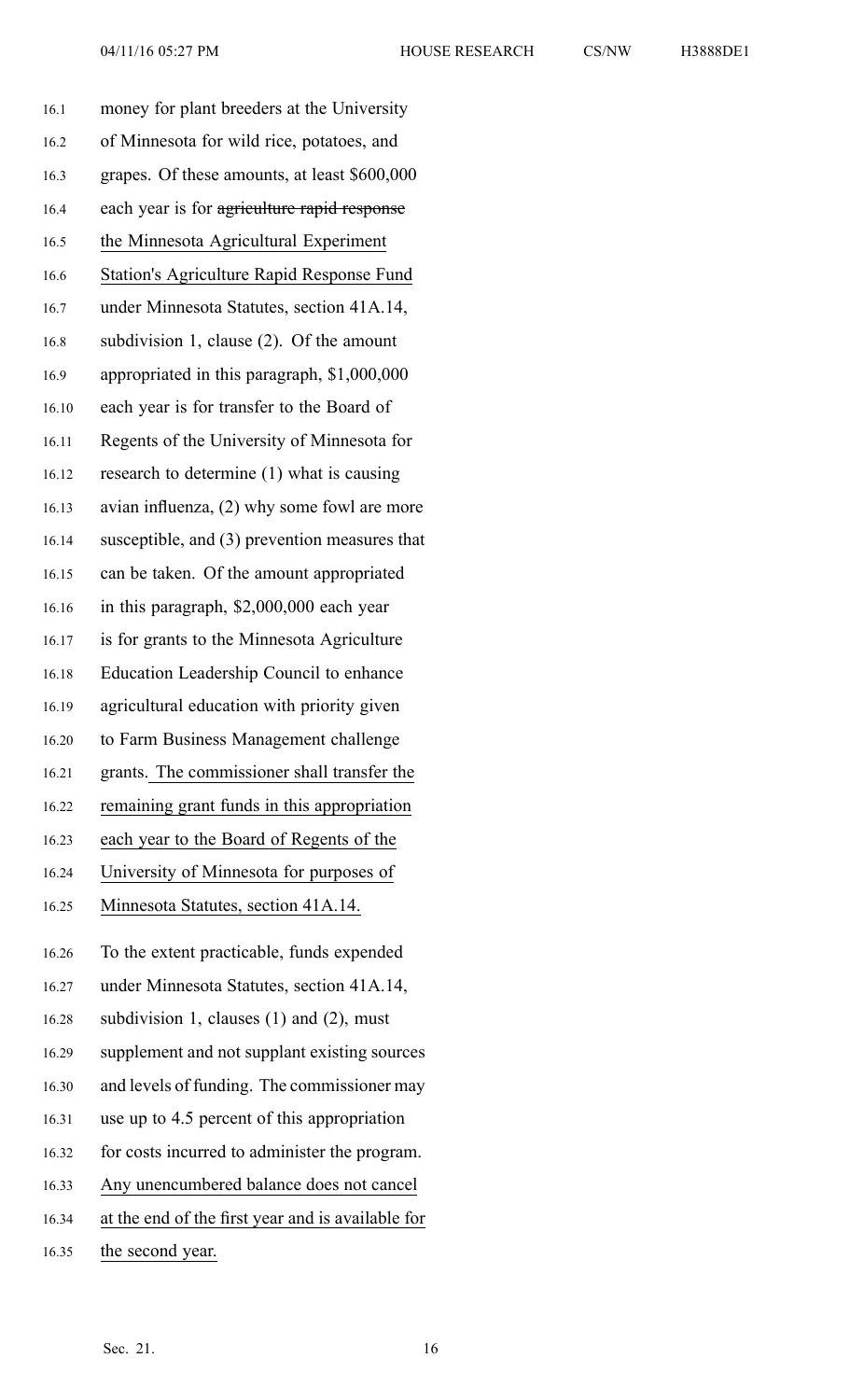money for plant breeders at the University of Minnesota for wild rice, potatoes, and grapes. Of these amounts, at least $600,000 each year is for ~~agriculture rapid response~~ the Minnesota Agricultural Experiment Station's Agriculture Rapid Response Fund under Minnesota Statutes, section 41A.14, subdivision 1, clause (2). Of the amount appropriated in this paragraph, $1,000,000 each year is for transfer to the Board of Regents of the University of Minnesota for research to determine (1) what is causing avian influenza, (2) why some fowl are more susceptible, and (3) prevention measures that can be taken. Of the amount appropriated in this paragraph, $2,000,000 each year is for grants to the Minnesota Agriculture Education Leadership Council to enhance agricultural education with priority given to Farm Business Management challenge grants. The commissioner shall transfer the remaining grant funds in this appropriation each year to the Board of Regents of the University of Minnesota for purposes of Minnesota Statutes, section 41A.14.

To the extent practicable, funds expended under Minnesota Statutes, section 41A.14, subdivision 1, clauses (1) and (2), must supplement and not supplant existing sources and levels of funding. The commissioner may use up to 4.5 percent of this appropriation for costs incurred to administer the program. Any unencumbered balance does not cancel at the end of the first year and is available for the second year.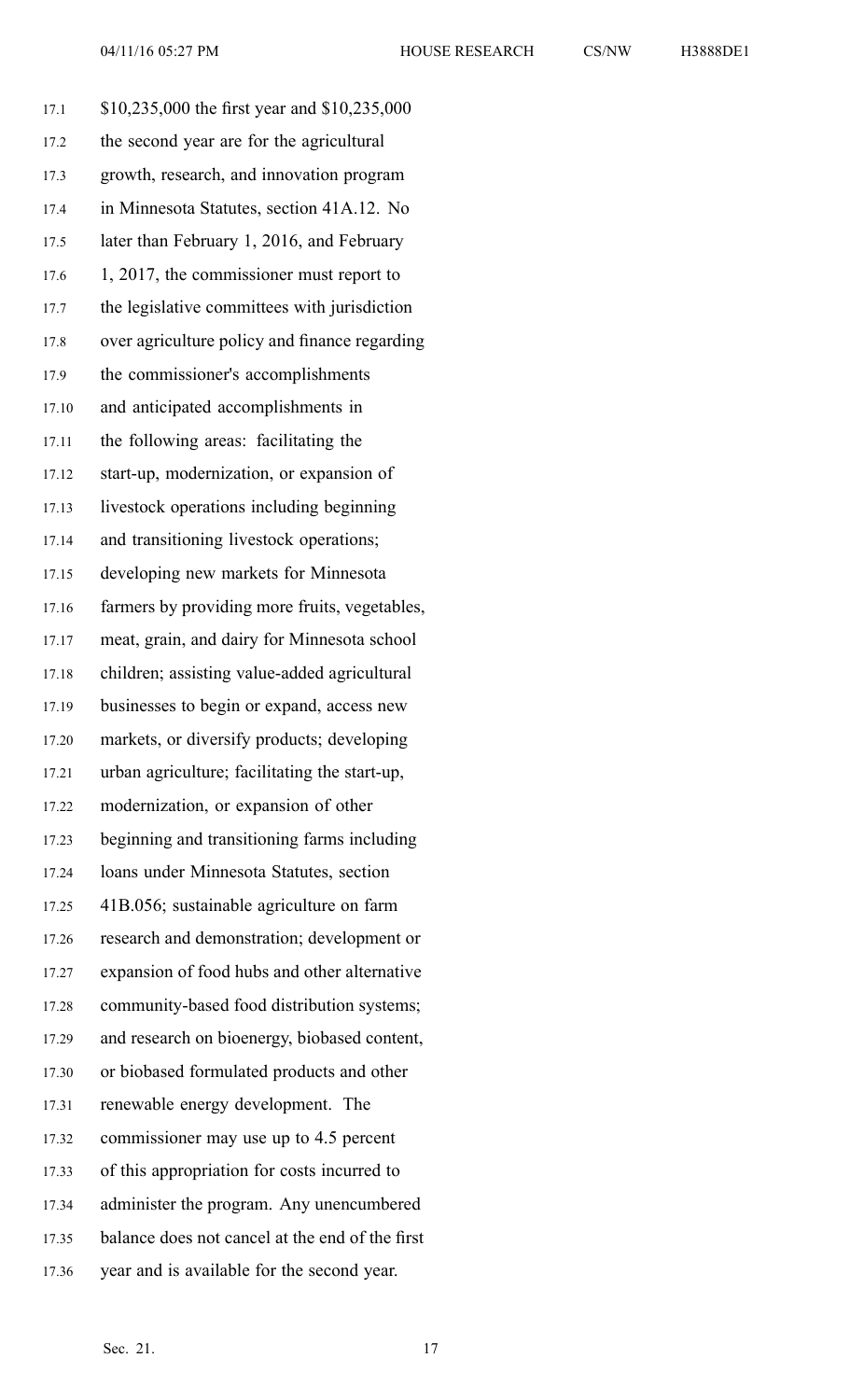$10,235,000 the first year and $10,235,000 the second year are for the agricultural growth, research, and innovation program in Minnesota Statutes, section 41A.12. No later than February 1, 2016, and February 1, 2017, the commissioner must report to the legislative committees with jurisdiction over agriculture policy and finance regarding the commissioner's accomplishments and anticipated accomplishments in the following areas: facilitating the start-up, modernization, or expansion of livestock operations including beginning and transitioning livestock operations; developing new markets for Minnesota farmers by providing more fruits, vegetables, meat, grain, and dairy for Minnesota school children; assisting value-added agricultural businesses to begin or expand, access new markets, or diversify products; developing urban agriculture; facilitating the start-up, modernization, or expansion of other beginning and transitioning farms including loans under Minnesota Statutes, section 41B.056; sustainable agriculture on farm research and demonstration; development or expansion of food hubs and other alternative community-based food distribution systems; and research on bioenergy, biobased content, or biobased formulated products and other renewable energy development. The commissioner may use up to 4.5 percent of this appropriation for costs incurred to administer the program. Any unencumbered balance does not cancel at the end of the first year and is available for the second year.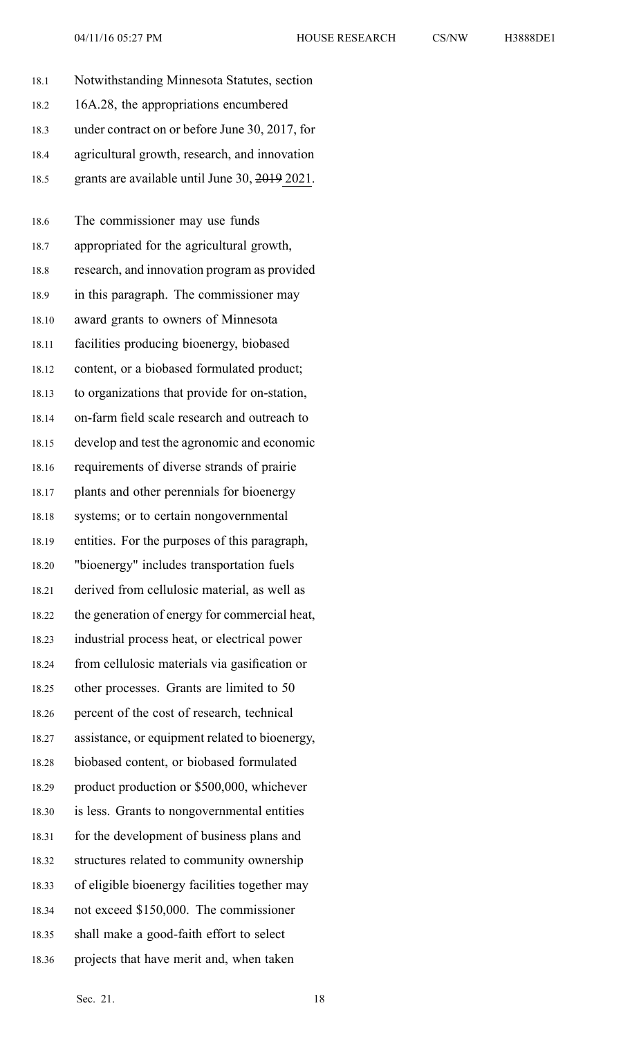Notwithstanding Minnesota Statutes, section 16A.28, the appropriations encumbered under contract on or before June 30, 2017, for agricultural growth, research, and innovation grants are available until June 30, ~~2019~~ 2021.

The commissioner may use funds appropriated for the agricultural growth, research, and innovation program as provided in this paragraph. The commissioner may award grants to owners of Minnesota facilities producing bioenergy, biobased content, or a biobased formulated product; to organizations that provide for on-station, on-farm field scale research and outreach to develop and test the agronomic and economic requirements of diverse strands of prairie plants and other perennials for bioenergy systems; or to certain nongovernmental entities. For the purposes of this paragraph, "bioenergy" includes transportation fuels derived from cellulosic material, as well as the generation of energy for commercial heat, industrial process heat, or electrical power from cellulosic materials via gasification or other processes. Grants are limited to 50 percent of the cost of research, technical assistance, or equipment related to bioenergy, biobased content, or biobased formulated product production or $500,000, whichever is less. Grants to nongovernmental entities for the development of business plans and structures related to community ownership of eligible bioenergy facilities together may not exceed $150,000. The commissioner shall make a good-faith effort to select projects that have merit and, when taken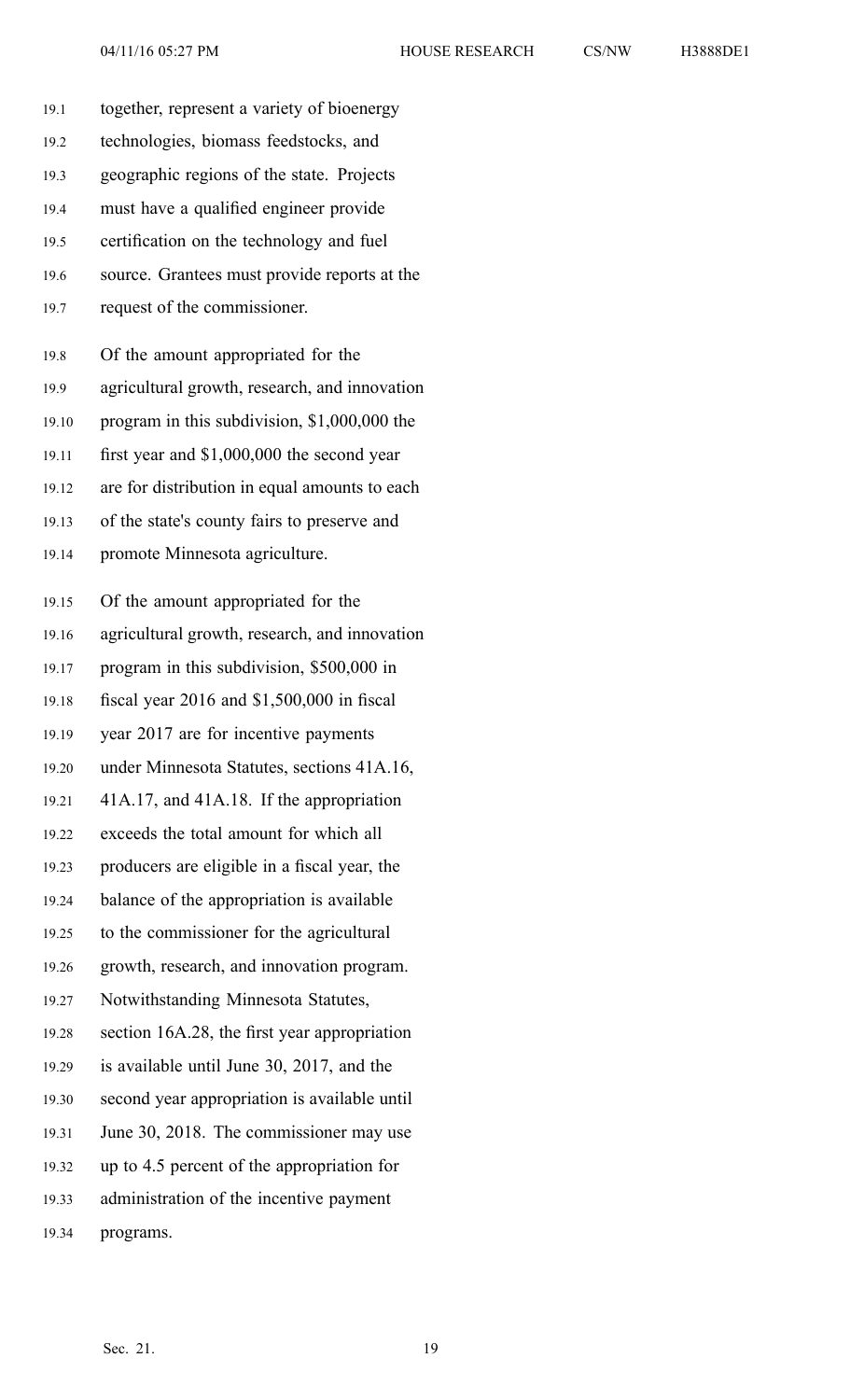together, represent a variety of bioenergy technologies, biomass feedstocks, and geographic regions of the state. Projects must have a qualified engineer provide certification on the technology and fuel source. Grantees must provide reports at the request of the commissioner.

Of the amount appropriated for the agricultural growth, research, and innovation program in this subdivision, $1,000,000 the first year and $1,000,000 the second year are for distribution in equal amounts to each of the state's county fairs to preserve and promote Minnesota agriculture.

Of the amount appropriated for the agricultural growth, research, and innovation program in this subdivision, $500,000 in fiscal year 2016 and $1,500,000 in fiscal year 2017 are for incentive payments under Minnesota Statutes, sections 41A.16, 41A.17, and 41A.18. If the appropriation exceeds the total amount for which all producers are eligible in a fiscal year, the balance of the appropriation is available to the commissioner for the agricultural growth, research, and innovation program. Notwithstanding Minnesota Statutes, section 16A.28, the first year appropriation is available until June 30, 2017, and the second year appropriation is available until June 30, 2018. The commissioner may use up to 4.5 percent of the appropriation for administration of the incentive payment programs.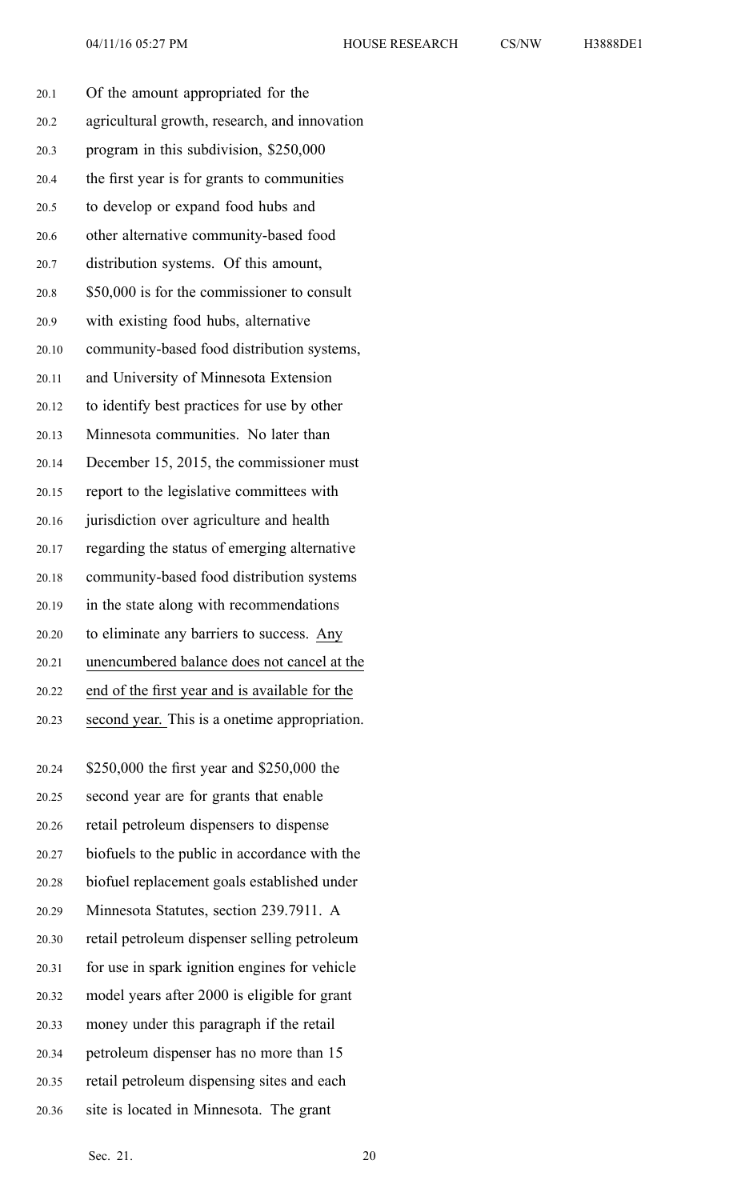Of the amount appropriated for the agricultural growth, research, and innovation program in this subdivision, $250,000 the first year is for grants to communities to develop or expand food hubs and other alternative community-based food distribution systems. Of this amount, $50,000 is for the commissioner to consult with existing food hubs, alternative community-based food distribution systems, and University of Minnesota Extension to identify best practices for use by other Minnesota communities. No later than December 15, 2015, the commissioner must report to the legislative committees with jurisdiction over agriculture and health regarding the status of emerging alternative community-based food distribution systems in the state along with recommendations to eliminate any barriers to success. Any unencumbered balance does not cancel at the end of the first year and is available for the second year. This is a onetime appropriation.

$250,000 the first year and $250,000 the second year are for grants that enable retail petroleum dispensers to dispense biofuels to the public in accordance with the biofuel replacement goals established under Minnesota Statutes, section 239.7911. A retail petroleum dispenser selling petroleum for use in spark ignition engines for vehicle model years after 2000 is eligible for grant money under this paragraph if the retail petroleum dispenser has no more than 15 retail petroleum dispensing sites and each site is located in Minnesota. The grant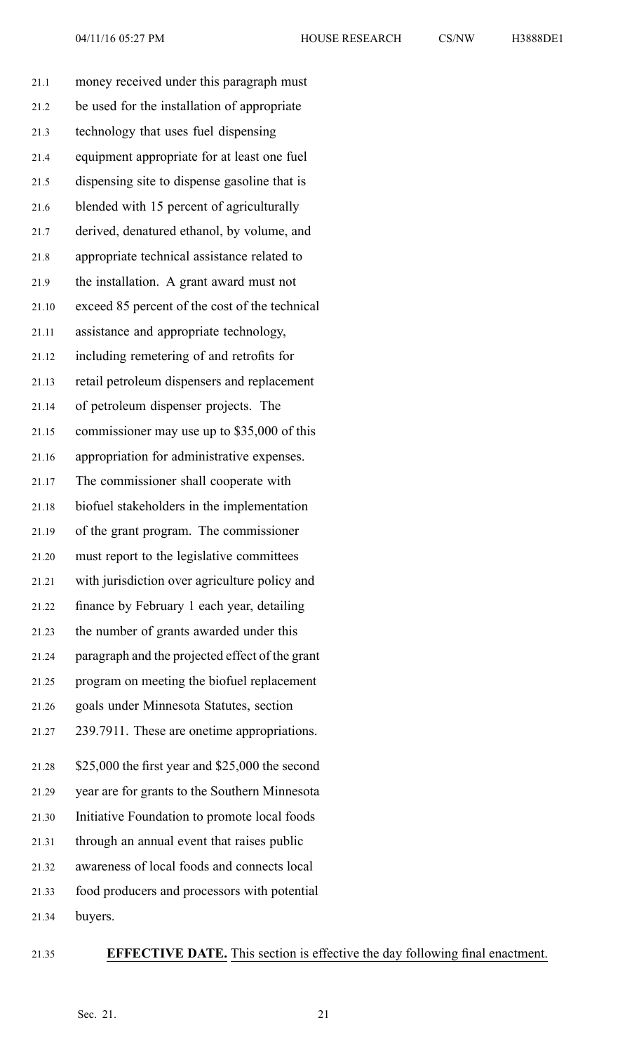money received under this paragraph must be used for the installation of appropriate technology that uses fuel dispensing equipment appropriate for at least one fuel dispensing site to dispense gasoline that is blended with 15 percent of agriculturally derived, denatured ethanol, by volume, and appropriate technical assistance related to the installation. A grant award must not exceed 85 percent of the cost of the technical assistance and appropriate technology, including remetering of and retrofits for retail petroleum dispensers and replacement of petroleum dispenser projects. The commissioner may use up to $35,000 of this appropriation for administrative expenses. The commissioner shall cooperate with biofuel stakeholders in the implementation of the grant program. The commissioner must report to the legislative committees with jurisdiction over agriculture policy and finance by February 1 each year, detailing the number of grants awarded under this paragraph and the projected effect of the grant program on meeting the biofuel replacement goals under Minnesota Statutes, section 239.7911. These are onetime appropriations.

$25,000 the first year and $25,000 the second year are for grants to the Southern Minnesota Initiative Foundation to promote local foods through an annual event that raises public awareness of local foods and connects local food producers and processors with potential buyers.

**EFFECTIVE DATE.** This section is effective the day following final enactment.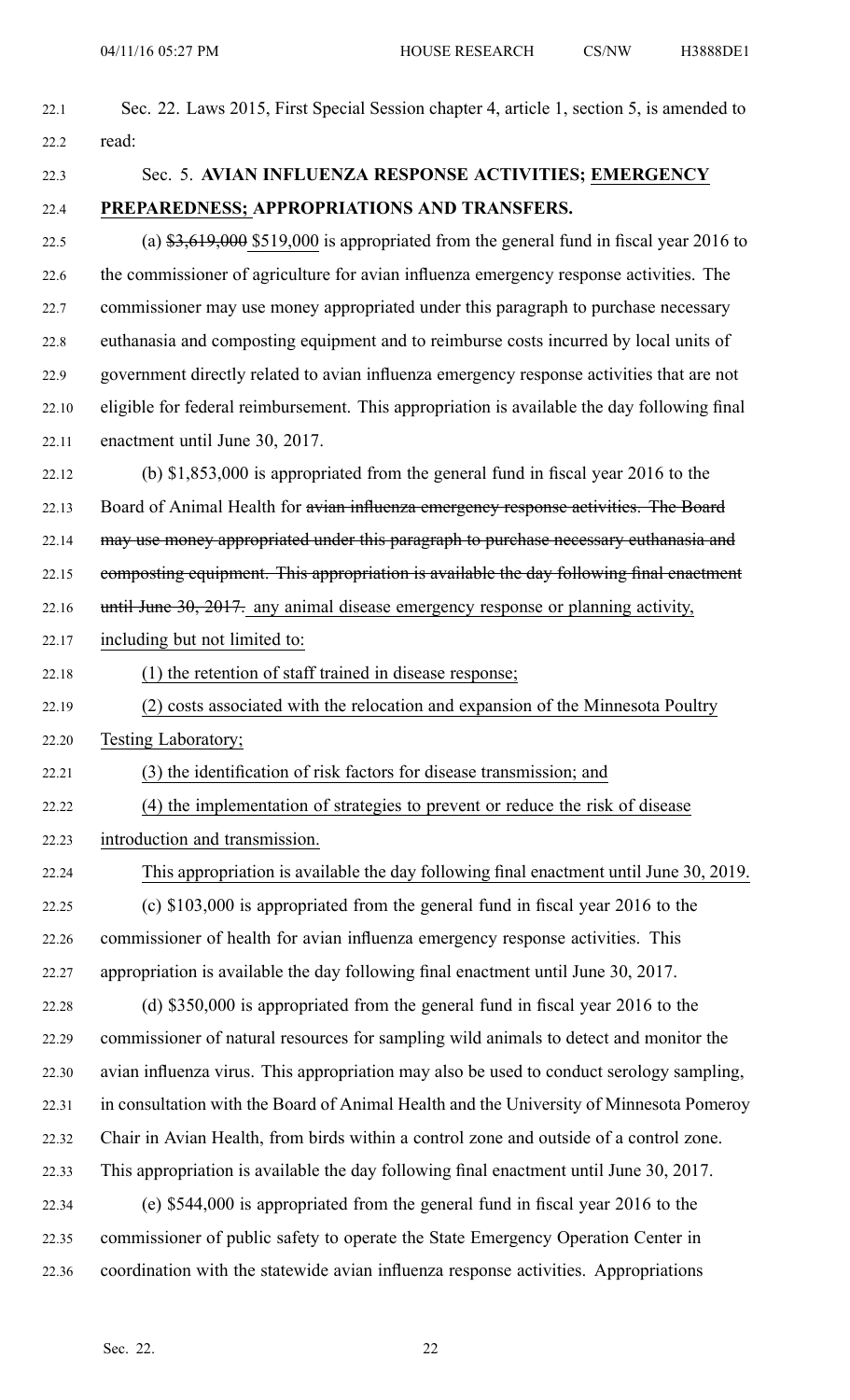Sec. 22. Laws 2015, First Special Session chapter 4, article 1, section 5, is amended to read:

Sec. 5. **AVIAN INFLUENZA RESPONSE ACTIVITIES; EMERGENCY PREPAREDNESS; APPROPRIATIONS AND TRANSFERS.**

(a) ~~$3,619,000~~ $519,000 is appropriated from the general fund in fiscal year 2016 to the commissioner of agriculture for avian influenza emergency response activities. The commissioner may use money appropriated under this paragraph to purchase necessary euthanasia and composting equipment and to reimburse costs incurred by local units of government directly related to avian influenza emergency response activities that are not eligible for federal reimbursement. This appropriation is available the day following final enactment until June 30, 2017.

(b) $1,853,000 is appropriated from the general fund in fiscal year 2016 to the Board of Animal Health for ~~avian influenza emergency response activities. The Board may use money appropriated under this paragraph to purchase necessary euthanasia and composting equipment. This appropriation is available the day following final enactment until June 30, 2017.~~ any animal disease emergency response or planning activity, including but not limited to:

(1) the retention of staff trained in disease response;

(2) costs associated with the relocation and expansion of the Minnesota Poultry Testing Laboratory;

(3) the identification of risk factors for disease transmission; and

(4) the implementation of strategies to prevent or reduce the risk of disease introduction and transmission.

This appropriation is available the day following final enactment until June 30, 2019.

(c) $103,000 is appropriated from the general fund in fiscal year 2016 to the commissioner of health for avian influenza emergency response activities. This appropriation is available the day following final enactment until June 30, 2017.

(d) $350,000 is appropriated from the general fund in fiscal year 2016 to the commissioner of natural resources for sampling wild animals to detect and monitor the avian influenza virus. This appropriation may also be used to conduct serology sampling, in consultation with the Board of Animal Health and the University of Minnesota Pomeroy Chair in Avian Health, from birds within a control zone and outside of a control zone. This appropriation is available the day following final enactment until June 30, 2017.

(e) $544,000 is appropriated from the general fund in fiscal year 2016 to the commissioner of public safety to operate the State Emergency Operation Center in coordination with the statewide avian influenza response activities. Appropriations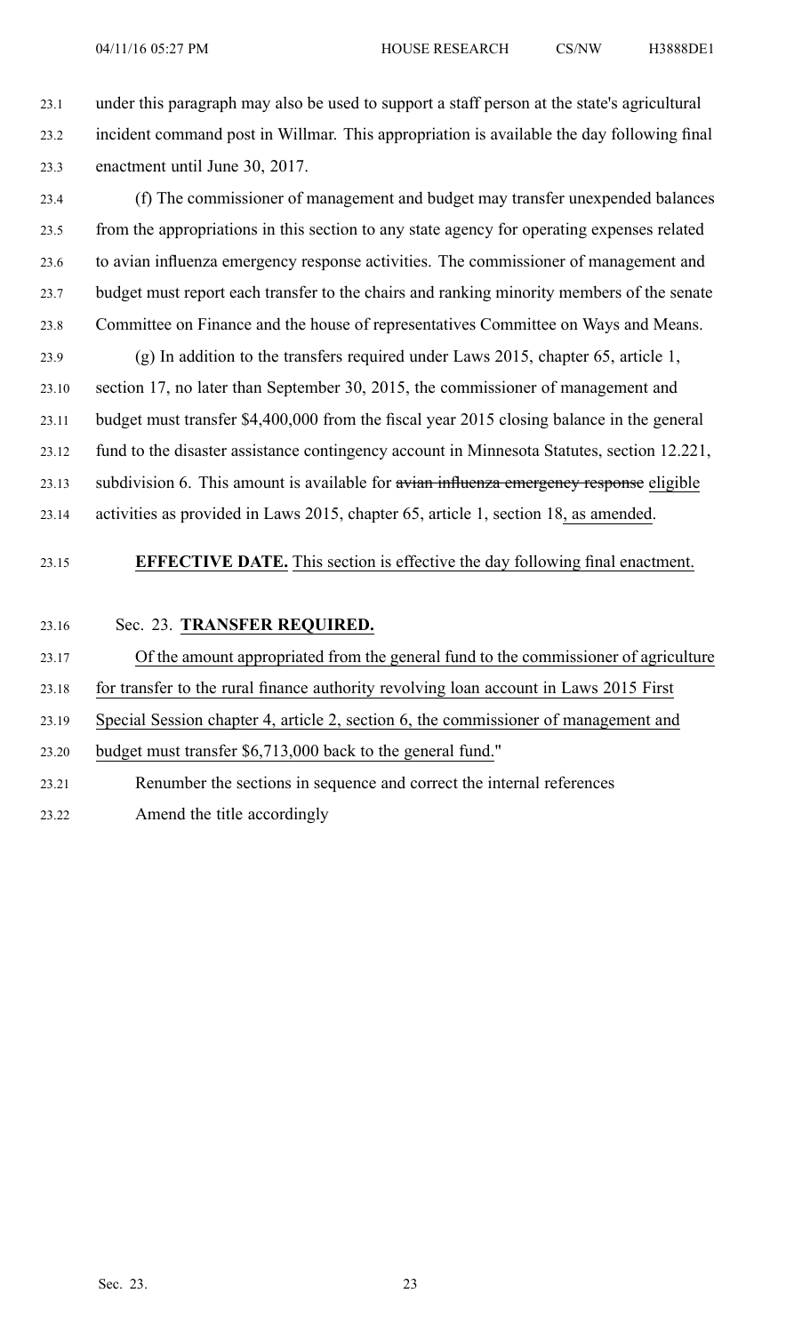under this paragraph may also be used to support a staff person at the state's agricultural incident command post in Willmar. This appropriation is available the day following final enactment until June 30, 2017.

(f) The commissioner of management and budget may transfer unexpended balances from the appropriations in this section to any state agency for operating expenses related to avian influenza emergency response activities. The commissioner of management and budget must report each transfer to the chairs and ranking minority members of the senate Committee on Finance and the house of representatives Committee on Ways and Means.

(g) In addition to the transfers required under Laws 2015, chapter 65, article 1, section 17, no later than September 30, 2015, the commissioner of management and budget must transfer $4,400,000 from the fiscal year 2015 closing balance in the general fund to the disaster assistance contingency account in Minnesota Statutes, section 12.221, subdivision 6. This amount is available for ~~avian influenza emergency response~~ eligible activities as provided in Laws 2015, chapter 65, article 1, section 18, as amended.

**EFFECTIVE DATE.** This section is effective the day following final enactment.

Sec. 23. **TRANSFER REQUIRED.**

Of the amount appropriated from the general fund to the commissioner of agriculture for transfer to the rural finance authority revolving loan account in Laws 2015 First Special Session chapter 4, article 2, section 6, the commissioner of management and budget must transfer $6,713,000 back to the general fund."

Renumber the sections in sequence and correct the internal references

Amend the title accordingly